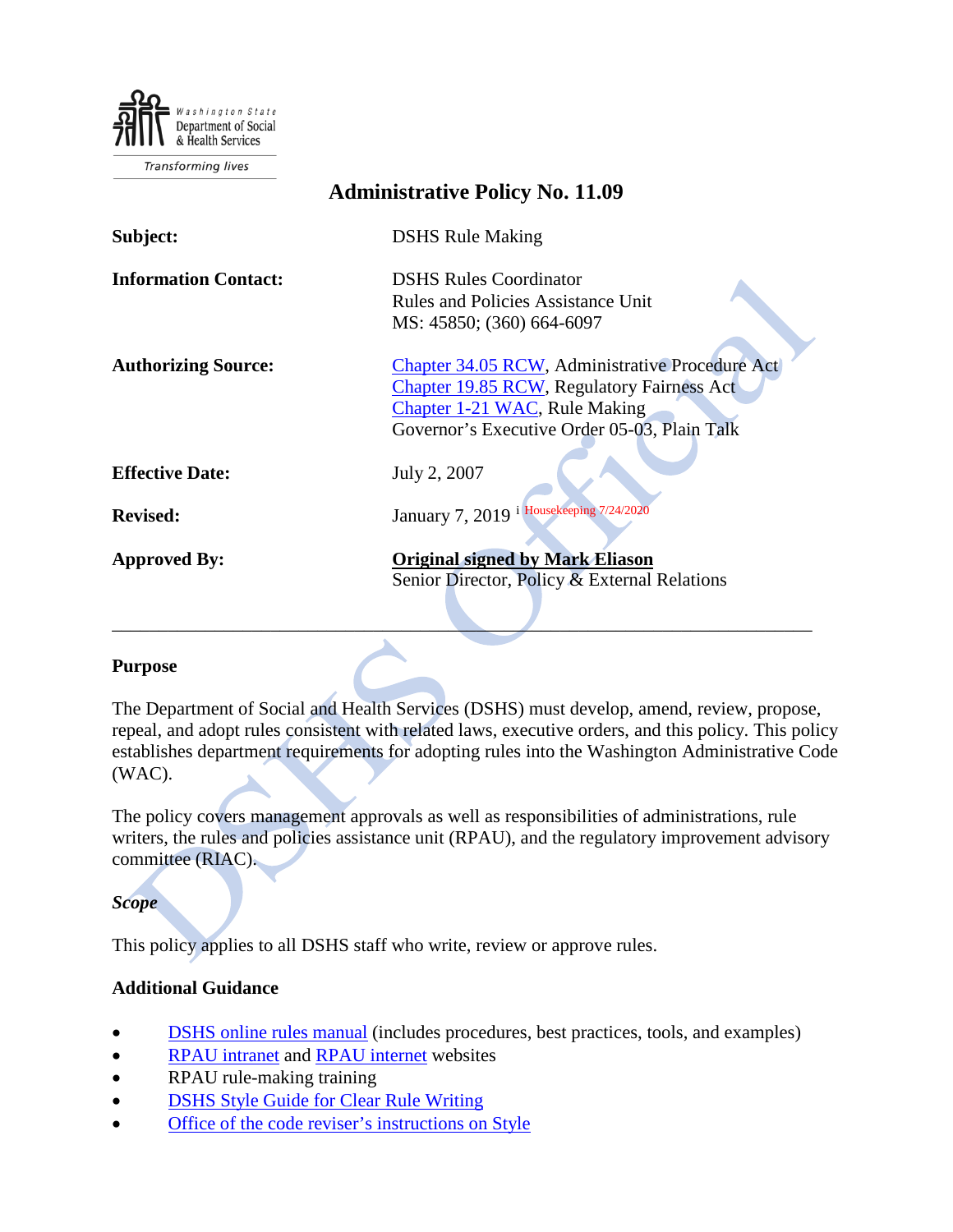Washington State Department of Social & Health Services

Transforming lives

# Administrative Policy No. 11.09

| | |
|---|---|
| **Subject:** | DSHS Rule Making |
| **Information Contact:** | DSHS Rules Coordinator<br>Rules and Policies Assistance Unit<br>MS: 45850; (360) 664-6097 |
| **Authorizing Source:** | Chapter 34.05 RCW, Administrative Procedure Act<br>Chapter 19.85 RCW, Regulatory Fairness Act<br>Chapter 1-21 WAC, Rule Making<br>Governor's Executive Order 05-03, Plain Talk |
| **Effective Date:** | July 2, 2007 |
| **Revised:** | January 7, 2019 [i] Housekeeping 7/24/2020 |
| **Approved By:** | **Original signed by Mark Eliason**<br>Senior Director, Policy & External Relations |

## Purpose

The Department of Social and Health Services (DSHS) must develop, amend, review, propose, repeal, and adopt rules consistent with related laws, executive orders, and this policy. This policy establishes department requirements for adopting rules into the Washington Administrative Code (WAC).

The policy covers management approvals as well as responsibilities of administrations, rule writers, the rules and policies assistance unit (RPAU), and the regulatory improvement advisory committee (RIAC).

### *Scope*

This policy applies to all DSHS staff who write, review or approve rules.

## Additional Guidance

- DSHS online rules manual (includes procedures, best practices, tools, and examples)
- RPAU intranet and RPAU internet websites
- RPAU rule-making training
- DSHS Style Guide for Clear Rule Writing
- Office of the code reviser's instructions on Style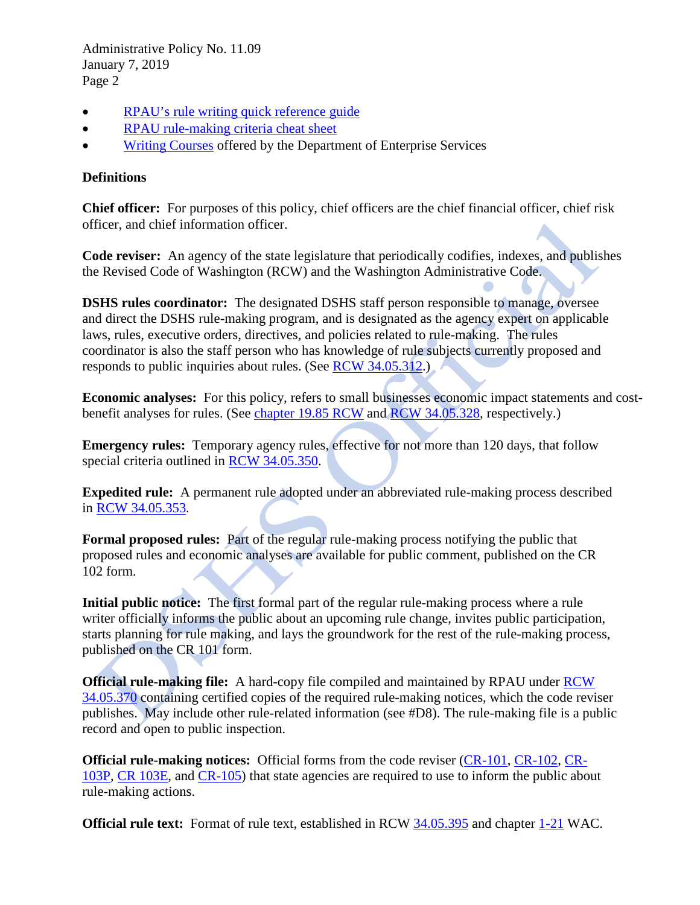- RPAU's rule writing quick reference guide
- RPAU rule-making criteria cheat sheet
- Writing Courses offered by the Department of Enterprise Services

**Definitions**

**Chief officer:** For purposes of this policy, chief officers are the chief financial officer, chief risk officer, and chief information officer.

**Code reviser:** An agency of the state legislature that periodically codifies, indexes, and publishes the Revised Code of Washington (RCW) and the Washington Administrative Code.

**DSHS rules coordinator:** The designated DSHS staff person responsible to manage, oversee and direct the DSHS rule-making program, and is designated as the agency expert on applicable laws, rules, executive orders, directives, and policies related to rule-making. The rules coordinator is also the staff person who has knowledge of rule subjects currently proposed and responds to public inquiries about rules. (See RCW 34.05.312.)

**Economic analyses:** For this policy, refers to small businesses economic impact statements and cost-benefit analyses for rules. (See chapter 19.85 RCW and RCW 34.05.328, respectively.)

**Emergency rules:** Temporary agency rules, effective for not more than 120 days, that follow special criteria outlined in RCW 34.05.350.

**Expedited rule:** A permanent rule adopted under an abbreviated rule-making process described in RCW 34.05.353.

**Formal proposed rules:** Part of the regular rule-making process notifying the public that proposed rules and economic analyses are available for public comment, published on the CR 102 form.

**Initial public notice:** The first formal part of the regular rule-making process where a rule writer officially informs the public about an upcoming rule change, invites public participation, starts planning for rule making, and lays the groundwork for the rest of the rule-making process, published on the CR 101 form.

**Official rule-making file:** A hard-copy file compiled and maintained by RPAU under RCW 34.05.370 containing certified copies of the required rule-making notices, which the code reviser publishes. May include other rule-related information (see #D8). The rule-making file is a public record and open to public inspection.

**Official rule-making notices:** Official forms from the code reviser (CR-101, CR-102, CR-103P, CR 103E, and CR-105) that state agencies are required to use to inform the public about rule-making actions.

**Official rule text:** Format of rule text, established in RCW 34.05.395 and chapter 1-21 WAC.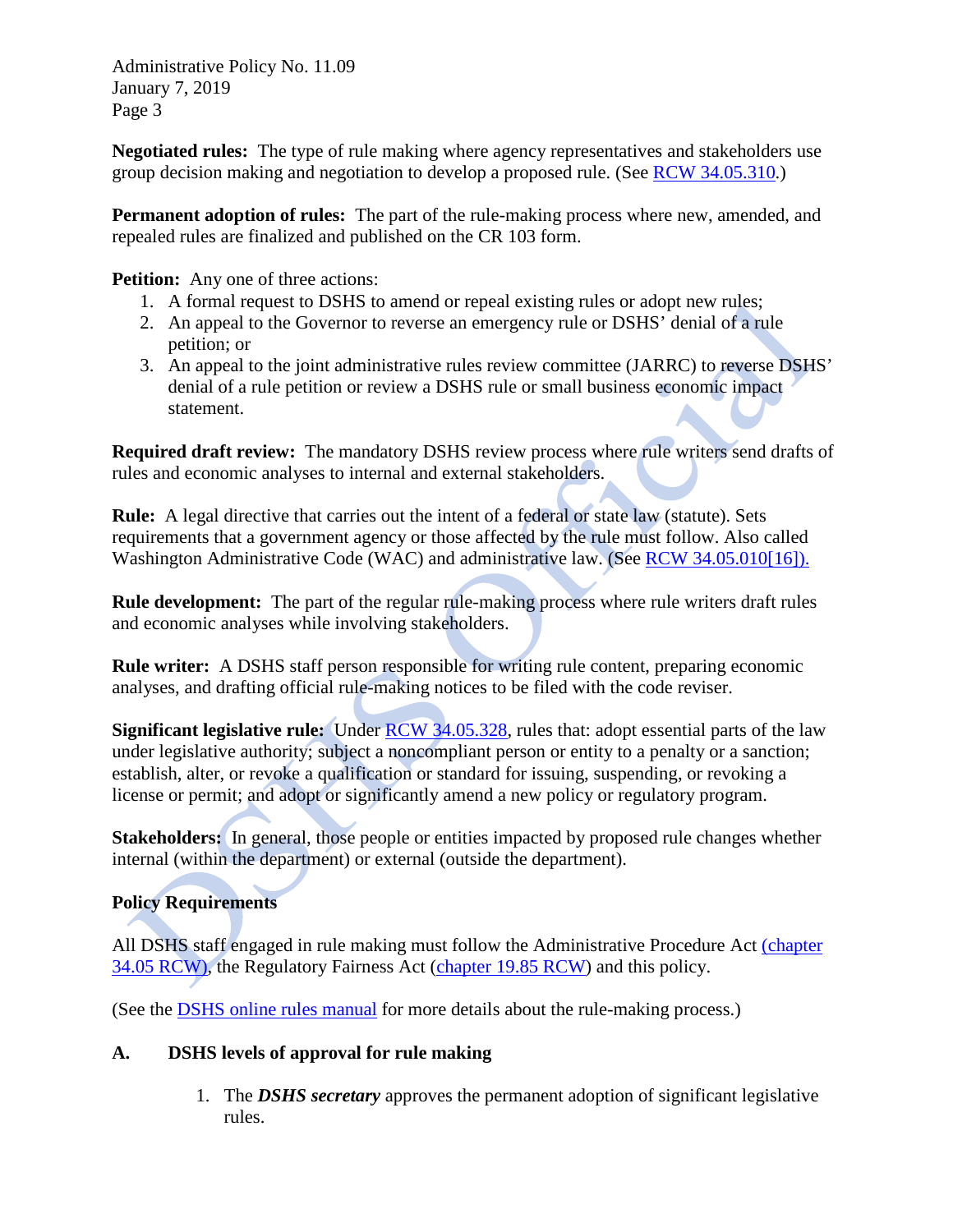**Negotiated rules:** The type of rule making where agency representatives and stakeholders use group decision making and negotiation to develop a proposed rule. (See RCW 34.05.310.)

**Permanent adoption of rules:** The part of the rule-making process where new, amended, and repealed rules are finalized and published on the CR 103 form.

**Petition:** Any one of three actions:

1. A formal request to DSHS to amend or repeal existing rules or adopt new rules;
2. An appeal to the Governor to reverse an emergency rule or DSHS' denial of a rule petition; or
3. An appeal to the joint administrative rules review committee (JARRC) to reverse DSHS' denial of a rule petition or review a DSHS rule or small business economic impact statement.

**Required draft review:** The mandatory DSHS review process where rule writers send drafts of rules and economic analyses to internal and external stakeholders.

**Rule:** A legal directive that carries out the intent of a federal or state law (statute). Sets requirements that a government agency or those affected by the rule must follow. Also called Washington Administrative Code (WAC) and administrative law. (See RCW 34.05.010[16]).

**Rule development:** The part of the regular rule-making process where rule writers draft rules and economic analyses while involving stakeholders.

**Rule writer:** A DSHS staff person responsible for writing rule content, preparing economic analyses, and drafting official rule-making notices to be filed with the code reviser.

**Significant legislative rule:** Under RCW 34.05.328, rules that: adopt essential parts of the law under legislative authority; subject a noncompliant person or entity to a penalty or a sanction; establish, alter, or revoke a qualification or standard for issuing, suspending, or revoking a license or permit; and adopt or significantly amend a new policy or regulatory program.

**Stakeholders:** In general, those people or entities impacted by proposed rule changes whether internal (within the department) or external (outside the department).

## Policy Requirements

All DSHS staff engaged in rule making must follow the Administrative Procedure Act (chapter 34.05 RCW), the Regulatory Fairness Act (chapter 19.85 RCW) and this policy.

(See the DSHS online rules manual for more details about the rule-making process.)

### A. DSHS levels of approval for rule making

1. The ***DSHS secretary*** approves the permanent adoption of significant legislative rules.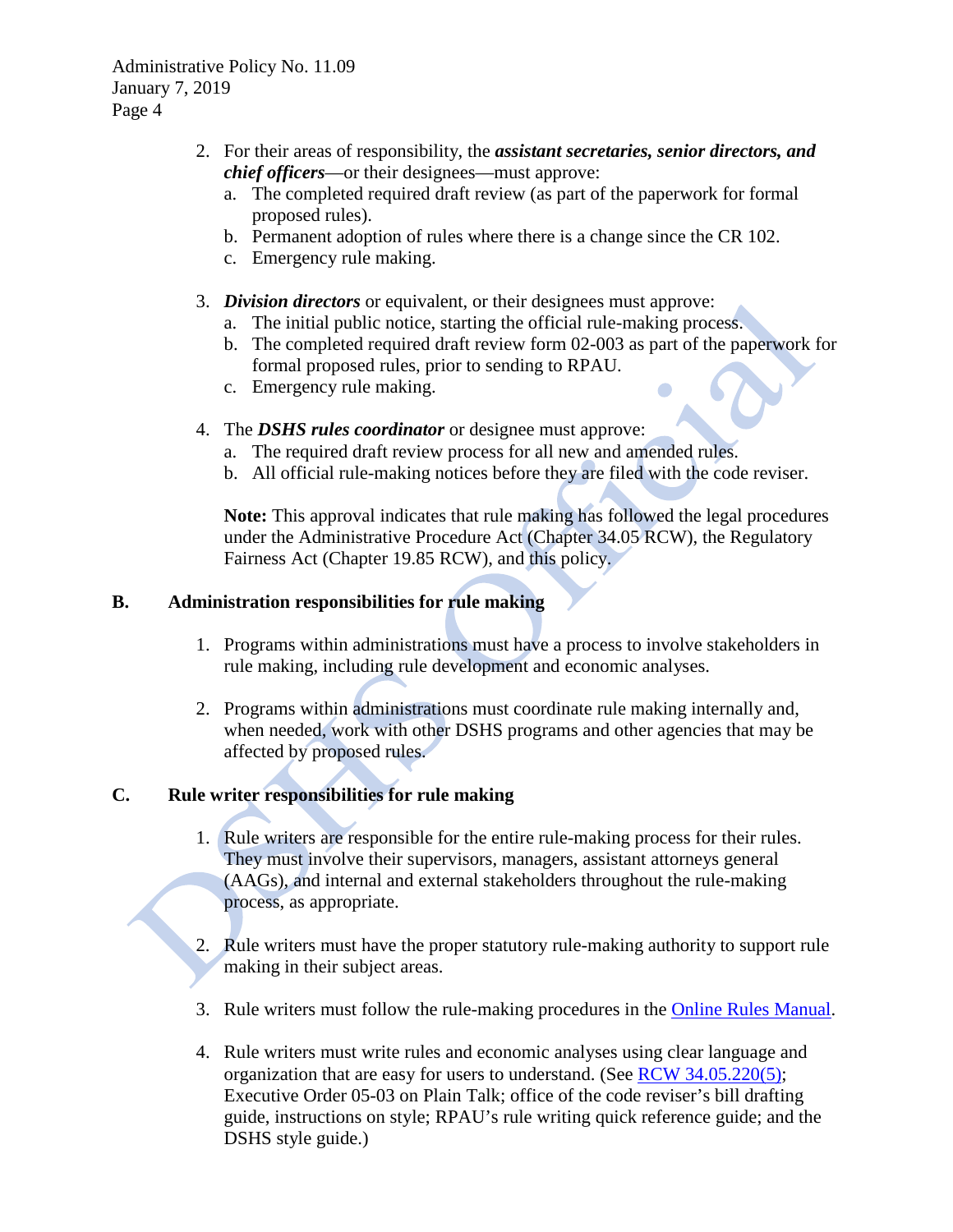2. For their areas of responsibility, the ***assistant secretaries, senior directors, and chief officers***—or their designees—must approve:
   a. The completed required draft review (as part of the paperwork for formal proposed rules).
   b. Permanent adoption of rules where there is a change since the CR 102.
   c. Emergency rule making.

3. ***Division directors*** or equivalent, or their designees must approve:
   a. The initial public notice, starting the official rule-making process.
   b. The completed required draft review form 02-003 as part of the paperwork for formal proposed rules, prior to sending to RPAU.
   c. Emergency rule making.

4. The ***DSHS rules coordinator*** or designee must approve:
   a. The required draft review process for all new and amended rules.
   b. All official rule-making notices before they are filed with the code reviser.

   **Note:** This approval indicates that rule making has followed the legal procedures under the Administrative Procedure Act (Chapter 34.05 RCW), the Regulatory Fairness Act (Chapter 19.85 RCW), and this policy.

**B. Administration responsibilities for rule making**

1. Programs within administrations must have a process to involve stakeholders in rule making, including rule development and economic analyses.

2. Programs within administrations must coordinate rule making internally and, when needed, work with other DSHS programs and other agencies that may be affected by proposed rules.

**C. Rule writer responsibilities for rule making**

1. Rule writers are responsible for the entire rule-making process for their rules. They must involve their supervisors, managers, assistant attorneys general (AAGs), and internal and external stakeholders throughout the rule-making process, as appropriate.

2. Rule writers must have the proper statutory rule-making authority to support rule making in their subject areas.

3. Rule writers must follow the rule-making procedures in the Online Rules Manual.

4. Rule writers must write rules and economic analyses using clear language and organization that are easy for users to understand. (See RCW 34.05.220(5); Executive Order 05-03 on Plain Talk; office of the code reviser's bill drafting guide, instructions on style; RPAU's rule writing quick reference guide; and the DSHS style guide.)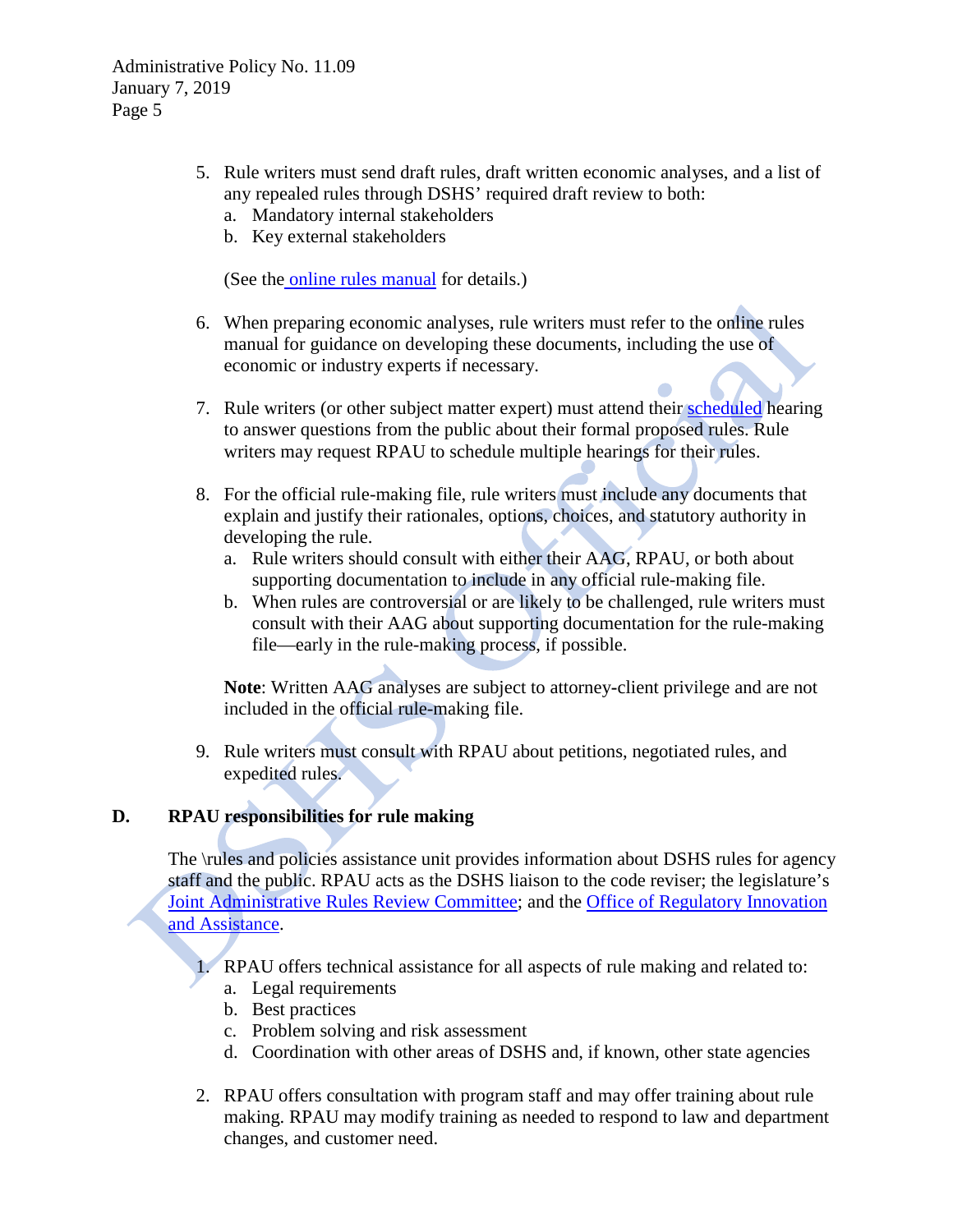5. Rule writers must send draft rules, draft written economic analyses, and a list of any repealed rules through DSHS' required draft review to both:
   a. Mandatory internal stakeholders
   b. Key external stakeholders

   (See the online rules manual for details.)

6. When preparing economic analyses, rule writers must refer to the online rules manual for guidance on developing these documents, including the use of economic or industry experts if necessary.

7. Rule writers (or other subject matter expert) must attend their scheduled hearing to answer questions from the public about their formal proposed rules. Rule writers may request RPAU to schedule multiple hearings for their rules.

8. For the official rule-making file, rule writers must include any documents that explain and justify their rationales, options, choices, and statutory authority in developing the rule.
   a. Rule writers should consult with either their AAG, RPAU, or both about supporting documentation to include in any official rule-making file.
   b. When rules are controversial or are likely to be challenged, rule writers must consult with their AAG about supporting documentation for the rule-making file—early in the rule-making process, if possible.

   **Note**: Written AAG analyses are subject to attorney-client privilege and are not included in the official rule-making file.

9. Rule writers must consult with RPAU about petitions, negotiated rules, and expedited rules.

## D. RPAU responsibilities for rule making

The \rules and policies assistance unit provides information about DSHS rules for agency staff and the public. RPAU acts as the DSHS liaison to the code reviser; the legislature's Joint Administrative Rules Review Committee; and the Office of Regulatory Innovation and Assistance.

1. RPAU offers technical assistance for all aspects of rule making and related to:
   a. Legal requirements
   b. Best practices
   c. Problem solving and risk assessment
   d. Coordination with other areas of DSHS and, if known, other state agencies

2. RPAU offers consultation with program staff and may offer training about rule making. RPAU may modify training as needed to respond to law and department changes, and customer need.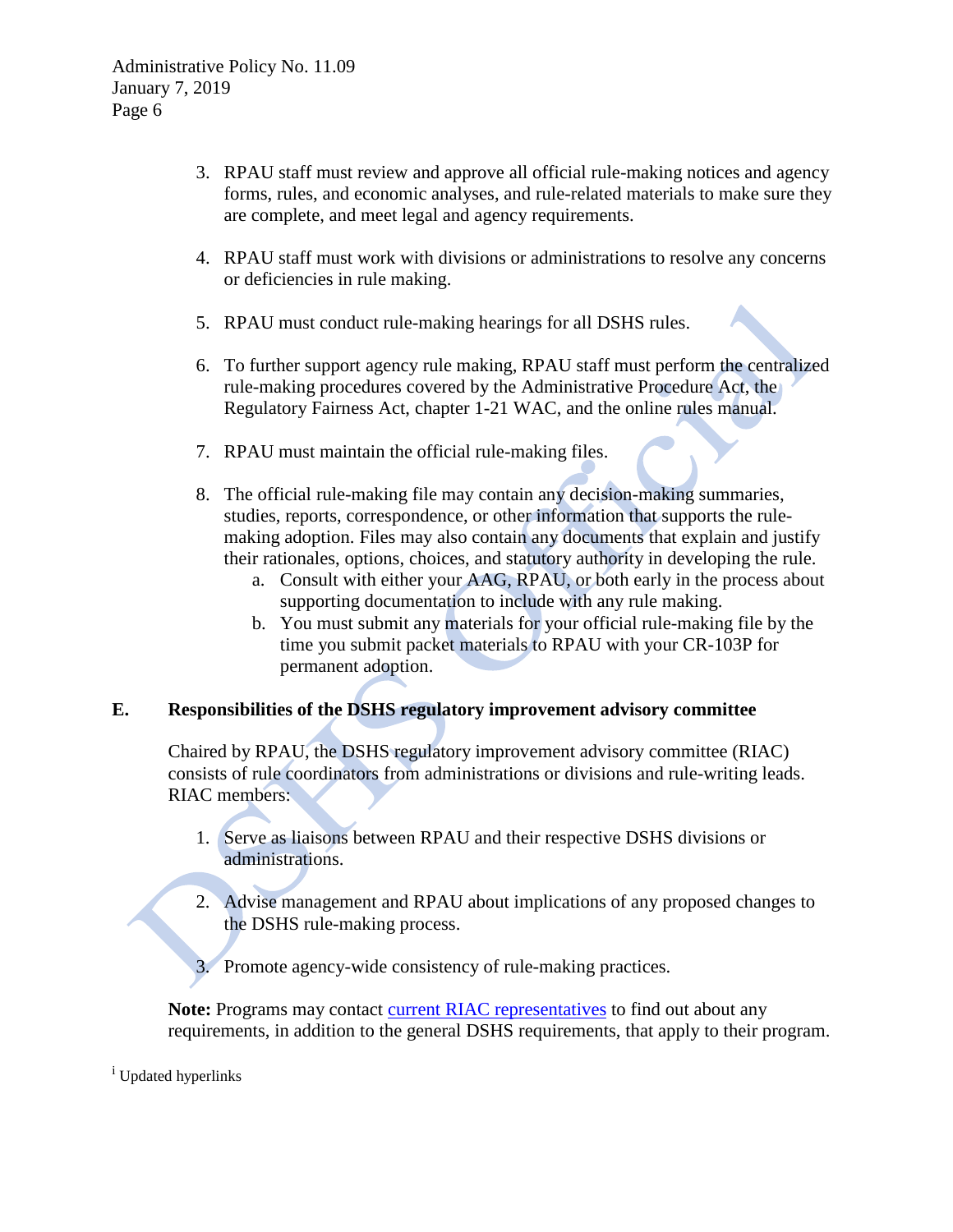3. RPAU staff must review and approve all official rule-making notices and agency forms, rules, and economic analyses, and rule-related materials to make sure they are complete, and meet legal and agency requirements.

4. RPAU staff must work with divisions or administrations to resolve any concerns or deficiencies in rule making.

5. RPAU must conduct rule-making hearings for all DSHS rules.

6. To further support agency rule making, RPAU staff must perform the centralized rule-making procedures covered by the Administrative Procedure Act, the Regulatory Fairness Act, chapter 1-21 WAC, and the online rules manual.

7. RPAU must maintain the official rule-making files.

8. The official rule-making file may contain any decision-making summaries, studies, reports, correspondence, or other information that supports the rule-making adoption. Files may also contain any documents that explain and justify their rationales, options, choices, and statutory authority in developing the rule.
   a. Consult with either your AAG, RPAU, or both early in the process about supporting documentation to include with any rule making.
   b. You must submit any materials for your official rule-making file by the time you submit packet materials to RPAU with your CR-103P for permanent adoption.

**E. Responsibilities of the DSHS regulatory improvement advisory committee**

Chaired by RPAU, the DSHS regulatory improvement advisory committee (RIAC) consists of rule coordinators from administrations or divisions and rule-writing leads. RIAC members:

1. Serve as liaisons between RPAU and their respective DSHS divisions or administrations.

2. Advise management and RPAU about implications of any proposed changes to the DSHS rule-making process.

3. Promote agency-wide consistency of rule-making practices.

**Note:** Programs may contact current RIAC representatives to find out about any requirements, in addition to the general DSHS requirements, that apply to their program.

[i] Updated hyperlinks